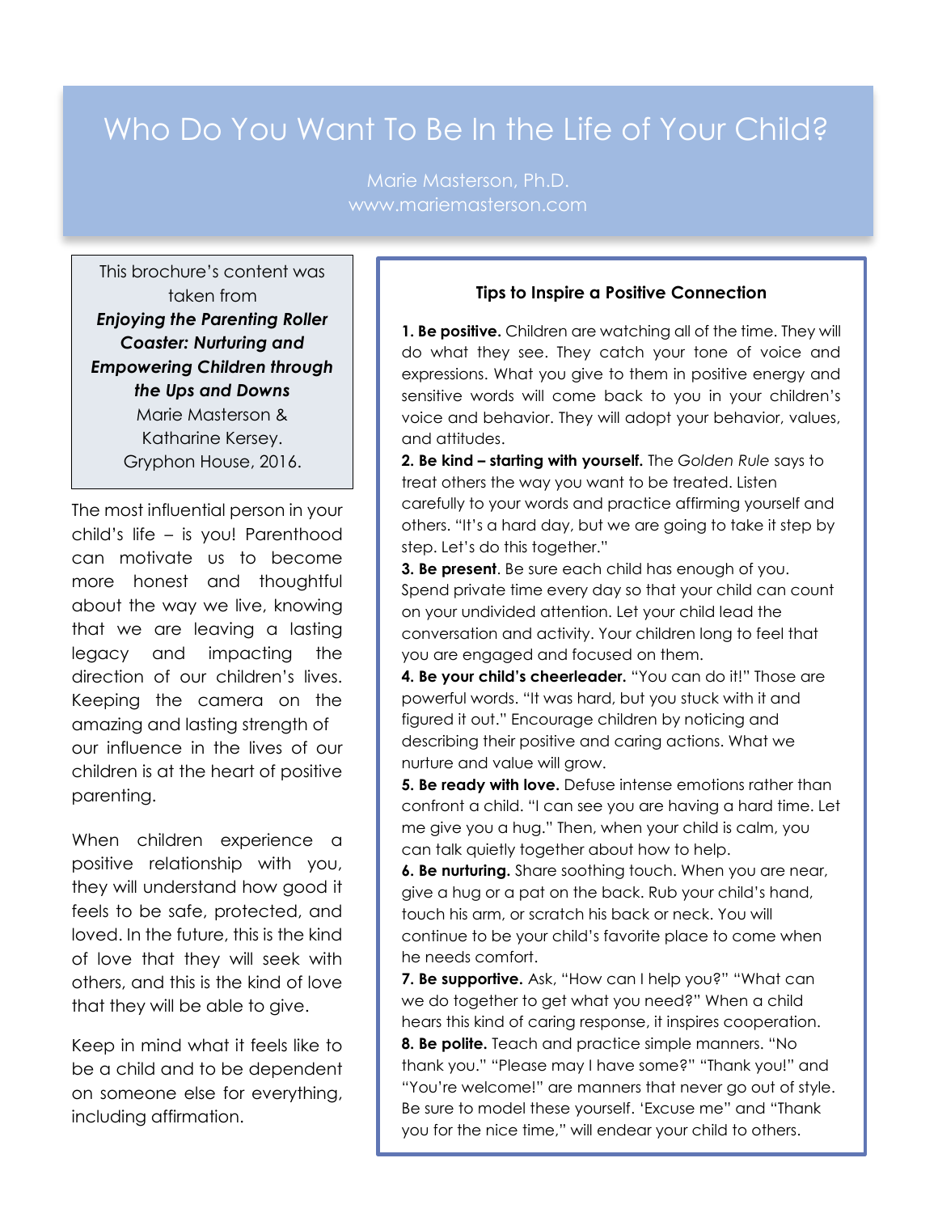# Who Do You Want To Be In the Life of Your Child?

Marie Masterson, Ph.D.
www.mariemasterson.com

This brochure's content was taken from ***Enjoying the Parenting Roller Coaster: Nurturing and Empowering Children through the Ups and Downs*** Marie Masterson & Katharine Kersey. Gryphon House, 2016.

The most influential person in your child's life – is you! Parenthood can motivate us to become more honest and thoughtful about the way we live, knowing that we are leaving a lasting legacy and impacting the direction of our children's lives. Keeping the camera on the amazing and lasting strength of our influence in the lives of our children is at the heart of positive parenting.

When children experience a positive relationship with you, they will understand how good it feels to be safe, protected, and loved. In the future, this is the kind of love that they will seek with others, and this is the kind of love that they will be able to give.

Keep in mind what it feels like to be a child and to be dependent on someone else for everything, including affirmation.

## Tips to Inspire a Positive Connection

**1. Be positive.** Children are watching all of the time. They will do what they see. They catch your tone of voice and expressions. What you give to them in positive energy and sensitive words will come back to you in your children's voice and behavior. They will adopt your behavior, values, and attitudes.

**2. Be kind – starting with yourself.** The *Golden Rule* says to treat others the way you want to be treated. Listen carefully to your words and practice affirming yourself and others. "It's a hard day, but we are going to take it step by step. Let's do this together."

**3. Be present**. Be sure each child has enough of you. Spend private time every day so that your child can count on your undivided attention. Let your child lead the conversation and activity. Your children long to feel that you are engaged and focused on them.

**4. Be your child's cheerleader.** "You can do it!" Those are powerful words. "It was hard, but you stuck with it and figured it out." Encourage children by noticing and describing their positive and caring actions. What we nurture and value will grow.

**5. Be ready with love.** Defuse intense emotions rather than confront a child. "I can see you are having a hard time. Let me give you a hug." Then, when your child is calm, you can talk quietly together about how to help.

**6. Be nurturing.** Share soothing touch. When you are near, give a hug or a pat on the back. Rub your child's hand, touch his arm, or scratch his back or neck. You will continue to be your child's favorite place to come when he needs comfort.

**7. Be supportive.** Ask, "How can I help you?" "What can we do together to get what you need?" When a child hears this kind of caring response, it inspires cooperation.

**8. Be polite.** Teach and practice simple manners. "No thank you." "Please may I have some?" "Thank you!" and "You're welcome!" are manners that never go out of style. Be sure to model these yourself. 'Excuse me" and "Thank you for the nice time," will endear your child to others.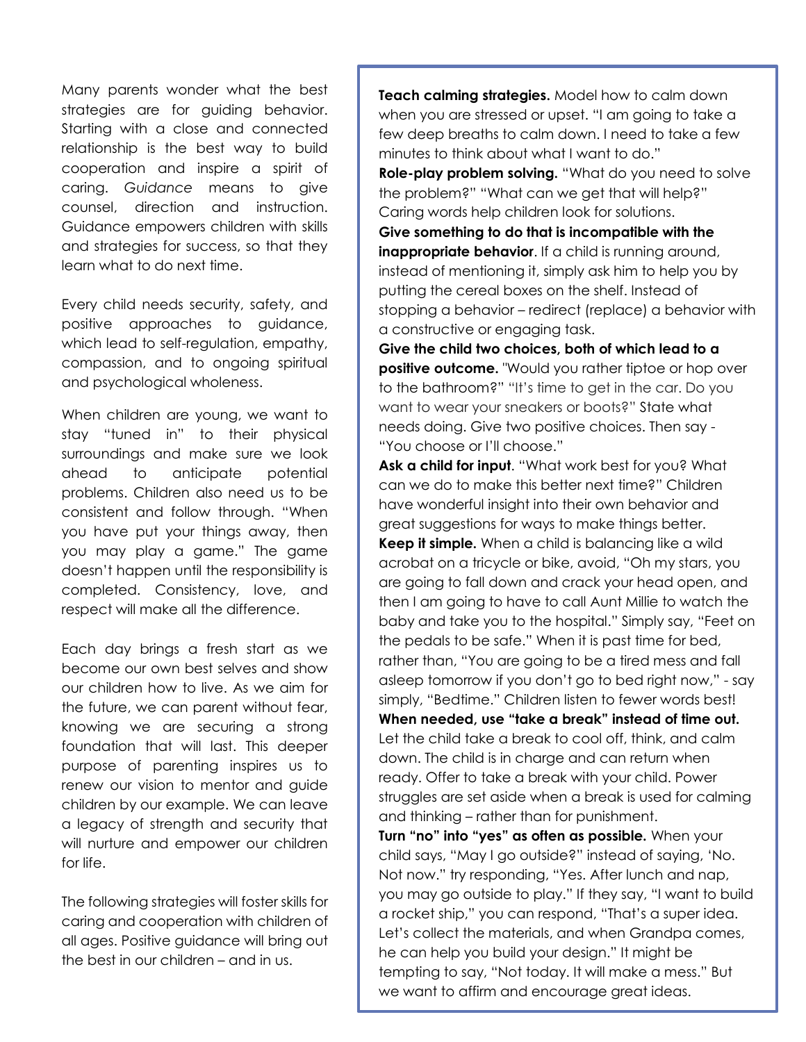Many parents wonder what the best strategies are for guiding behavior. Starting with a close and connected relationship is the best way to build cooperation and inspire a spirit of caring. *Guidance* means to give counsel, direction and instruction. Guidance empowers children with skills and strategies for success, so that they learn what to do next time.

Every child needs security, safety, and positive approaches to guidance, which lead to self-regulation, empathy, compassion, and to ongoing spiritual and psychological wholeness.

When children are young, we want to stay "tuned in" to their physical surroundings and make sure we look ahead to anticipate potential problems. Children also need us to be consistent and follow through. "When you have put your things away, then you may play a game." The game doesn't happen until the responsibility is completed. Consistency, love, and respect will make all the difference.

Each day brings a fresh start as we become our own best selves and show our children how to live. As we aim for the future, we can parent without fear, knowing we are securing a strong foundation that will last. This deeper purpose of parenting inspires us to renew our vision to mentor and guide children by our example. We can leave a legacy of strength and security that will nurture and empower our children for life.

The following strategies will foster skills for caring and cooperation with children of all ages. Positive guidance will bring out the best in our children – and in us.

**Teach calming strategies.** Model how to calm down when you are stressed or upset. "I am going to take a few deep breaths to calm down. I need to take a few minutes to think about what I want to do."

**Role-play problem solving.** "What do you need to solve the problem?" "What can we get that will help?" Caring words help children look for solutions.

**Give something to do that is incompatible with the inappropriate behavior**. If a child is running around, instead of mentioning it, simply ask him to help you by putting the cereal boxes on the shelf. Instead of stopping a behavior – redirect (replace) a behavior with a constructive or engaging task.

**Give the child two choices, both of which lead to a positive outcome.** "Would you rather tiptoe or hop over to the bathroom?" "It's time to get in the car. Do you want to wear your sneakers or boots?" State what needs doing. Give two positive choices. Then say - "You choose or I'll choose."

**Ask a child for input**. "What work best for you? What can we do to make this better next time?" Children have wonderful insight into their own behavior and great suggestions for ways to make things better.

**Keep it simple.** When a child is balancing like a wild acrobat on a tricycle or bike, avoid, "Oh my stars, you are going to fall down and crack your head open, and then I am going to have to call Aunt Millie to watch the baby and take you to the hospital." Simply say, "Feet on the pedals to be safe." When it is past time for bed, rather than, "You are going to be a tired mess and fall asleep tomorrow if you don't go to bed right now," - say simply, "Bedtime." Children listen to fewer words best!

**When needed, use "take a break" instead of time out.** Let the child take a break to cool off, think, and calm down. The child is in charge and can return when ready. Offer to take a break with your child. Power struggles are set aside when a break is used for calming and thinking – rather than for punishment.

**Turn "no" into "yes" as often as possible.** When your child says, "May I go outside?" instead of saying, 'No. Not now." try responding, "Yes. After lunch and nap, you may go outside to play." If they say, "I want to build a rocket ship," you can respond, "That's a super idea. Let's collect the materials, and when Grandpa comes, he can help you build your design." It might be tempting to say, "Not today. It will make a mess." But we want to affirm and encourage great ideas.